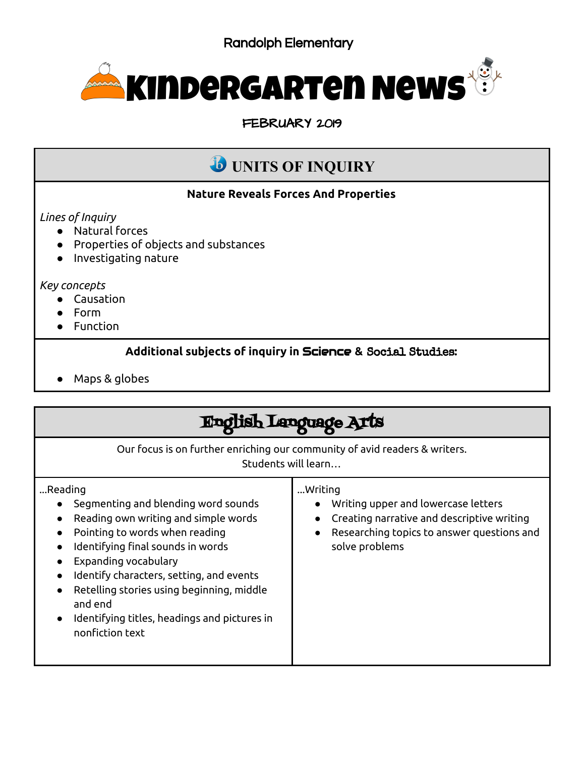Randolph Elementary

# Kindergarten News

FEBRUARY 2019

## UNITS OF INQUIRY

**Nature Reveals Forces And Properties**

*Lines of Inquiry*

- Natural forces
- Properties of objects and substances
- Investigating nature

*Key concepts*

- Causation
- Form
- Function

**Additional subjects of inquiry in Science & Social Studies:**

- Maps & globes

## English Language Arts

Our focus is on further enriching our community of avid readers & writers.
Students will learn…

…Reading

- Segmenting and blending word sounds
- Reading own writing and simple words
- Pointing to words when reading
- Identifying final sounds in words
- Expanding vocabulary
- Identify characters, setting, and events
- Retelling stories using beginning, middle and end
- Identifying titles, headings and pictures in nonfiction text

…Writing

- Writing upper and lowercase letters
- Creating narrative and descriptive writing
- Researching topics to answer questions and solve problems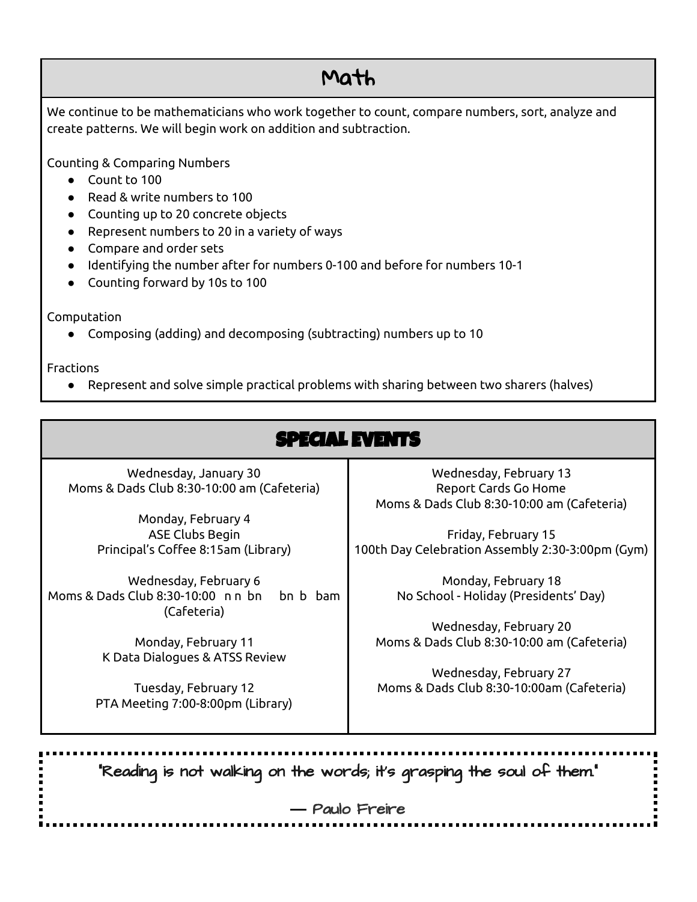## Math

We continue to be mathematicians who work together to count, compare numbers, sort, analyze and create patterns. We will begin work on addition and subtraction.

Counting & Comparing Numbers

- Count to 100
- Read & write numbers to 100
- Counting up to 20 concrete objects
- Represent numbers to 20 in a variety of ways
- Compare and order sets
- Identifying the number after for numbers 0-100 and before for numbers 10-1
- Counting forward by 10s to 100

Computation

- Composing (adding) and decomposing (subtracting) numbers up to 10

Fractions

- Represent and solve simple practical problems with sharing between two sharers (halves)

## SPECIAL EVENTS

Wednesday, January 30
Moms & Dads Club 8:30-10:00 am (Cafeteria)

Monday, February 4
ASE Clubs Begin
Principal's Coffee 8:15am (Library)

Wednesday, February 6
Moms & Dads Club 8:30-10:00 n n bn bn b bam (Cafeteria)

Monday, February 11
K Data Dialogues & ATSS Review

Tuesday, February 12
PTA Meeting 7:00-8:00pm (Library)

Wednesday, February 13
Report Cards Go Home
Moms & Dads Club 8:30-10:00 am (Cafeteria)

Friday, February 15
100th Day Celebration Assembly 2:30-3:00pm (Gym)

Monday, February 18
No School - Holiday (Presidents' Day)

Wednesday, February 20
Moms & Dads Club 8:30-10:00 am (Cafeteria)

Wednesday, February 27
Moms & Dads Club 8:30-10:00am (Cafeteria)

"Reading is not walking on the words; it's grasping the soul of them."

― Paulo Freire